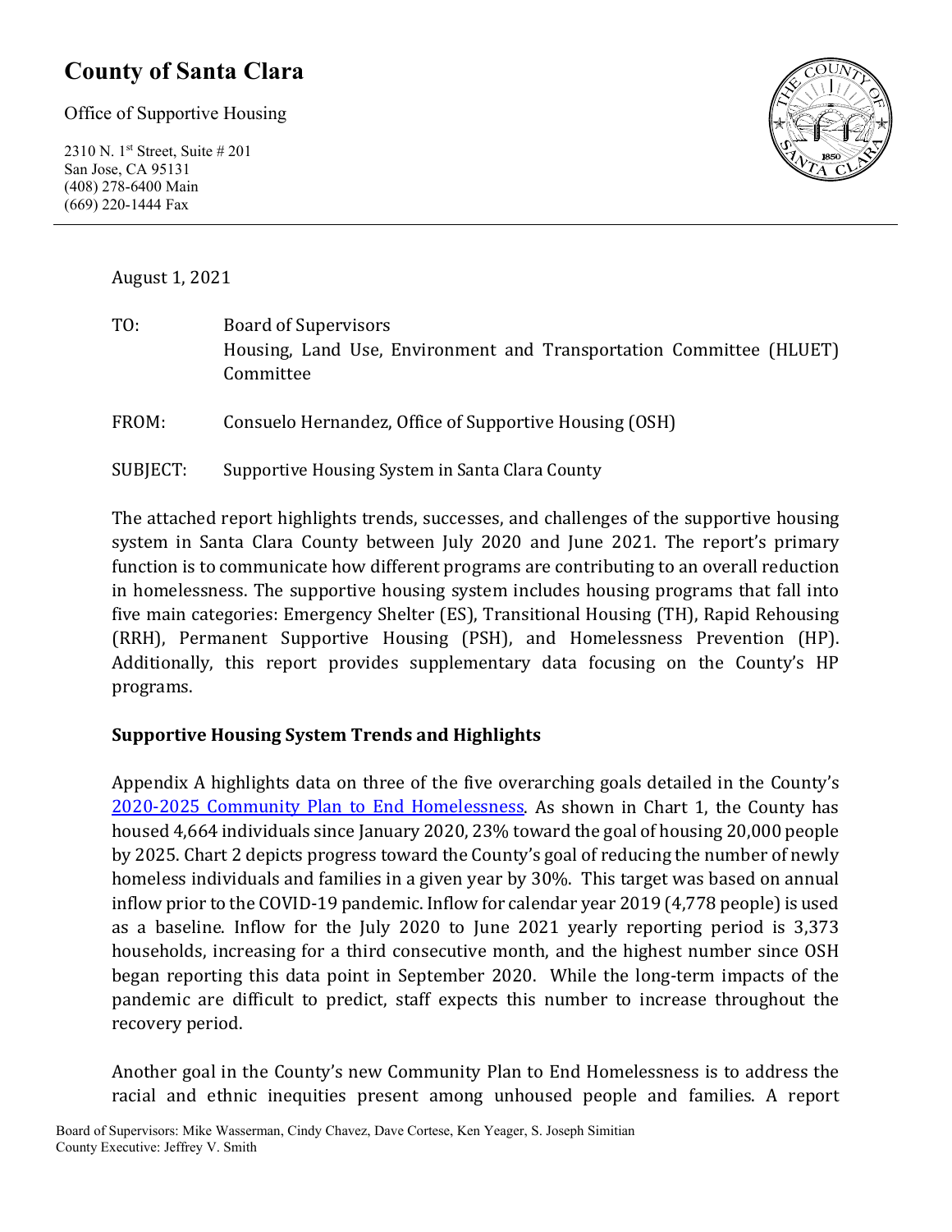# County of Santa Clara

Office of Supportive Housing

2310 N. 1st Street, Suite # 201
San Jose, CA 95131
(408) 278-6400 Main
(669) 220-1444 Fax

August 1, 2021

TO: Board of Supervisors
Housing, Land Use, Environment and Transportation Committee (HLUET) Committee

FROM: Consuelo Hernandez, Office of Supportive Housing (OSH)

SUBJECT: Supportive Housing System in Santa Clara County

The attached report highlights trends, successes, and challenges of the supportive housing system in Santa Clara County between July 2020 and June 2021. The report's primary function is to communicate how different programs are contributing to an overall reduction in homelessness. The supportive housing system includes housing programs that fall into five main categories: Emergency Shelter (ES), Transitional Housing (TH), Rapid Rehousing (RRH), Permanent Supportive Housing (PSH), and Homelessness Prevention (HP). Additionally, this report provides supplementary data focusing on the County's HP programs.

**Supportive Housing System Trends and Highlights**

Appendix A highlights data on three of the five overarching goals detailed in the County's 2020-2025 Community Plan to End Homelessness. As shown in Chart 1, the County has housed 4,664 individuals since January 2020, 23% toward the goal of housing 20,000 people by 2025. Chart 2 depicts progress toward the County's goal of reducing the number of newly homeless individuals and families in a given year by 30%. This target was based on annual inflow prior to the COVID-19 pandemic. Inflow for calendar year 2019 (4,778 people) is used as a baseline. Inflow for the July 2020 to June 2021 yearly reporting period is 3,373 households, increasing for a third consecutive month, and the highest number since OSH began reporting this data point in September 2020. While the long-term impacts of the pandemic are difficult to predict, staff expects this number to increase throughout the recovery period.

Another goal in the County's new Community Plan to End Homelessness is to address the racial and ethnic inequities present among unhoused people and families. A report

Board of Supervisors: Mike Wasserman, Cindy Chavez, Dave Cortese, Ken Yeager, S. Joseph Simitian
County Executive: Jeffrey V. Smith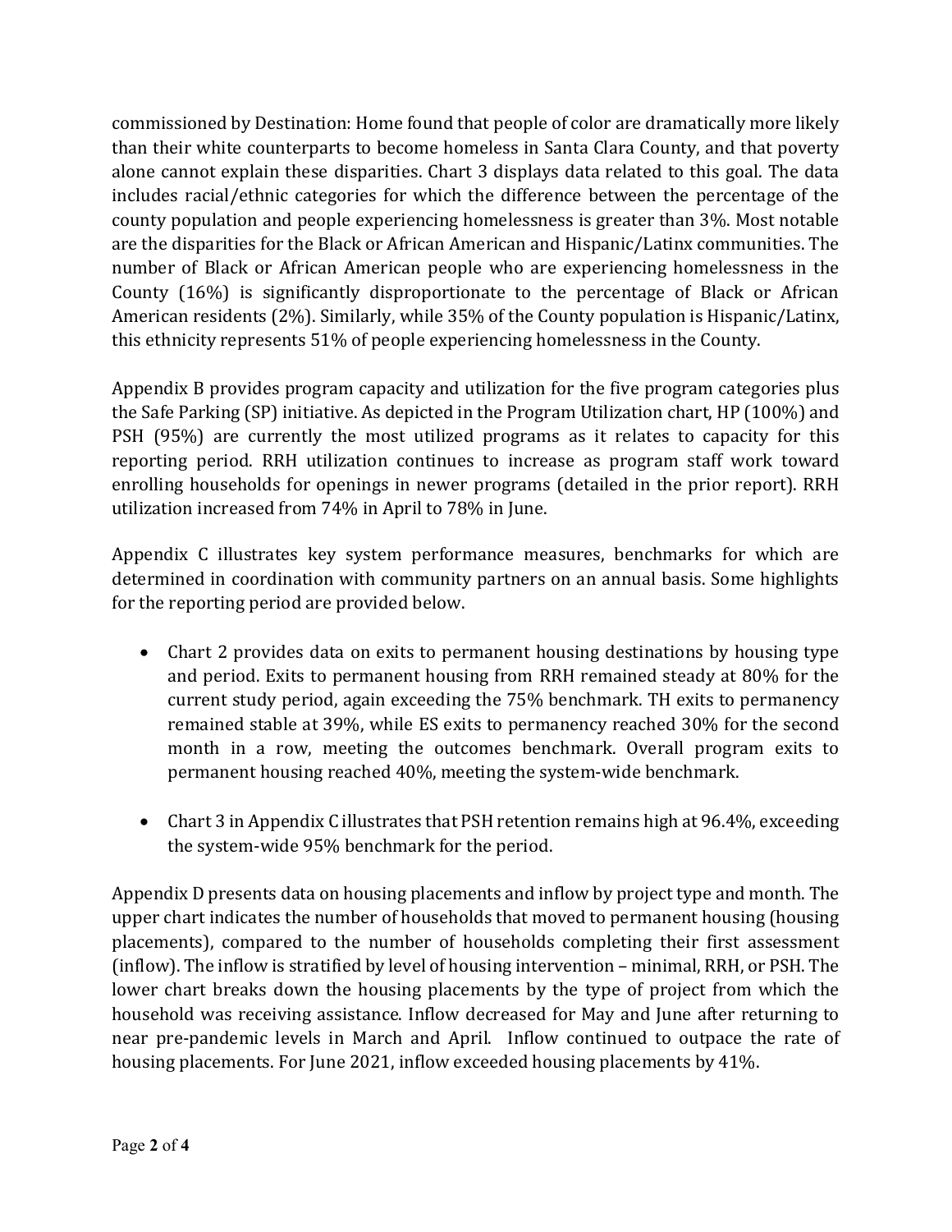commissioned by Destination: Home found that people of color are dramatically more likely than their white counterparts to become homeless in Santa Clara County, and that poverty alone cannot explain these disparities. Chart 3 displays data related to this goal. The data includes racial/ethnic categories for which the difference between the percentage of the county population and people experiencing homelessness is greater than 3%. Most notable are the disparities for the Black or African American and Hispanic/Latinx communities. The number of Black or African American people who are experiencing homelessness in the County (16%) is significantly disproportionate to the percentage of Black or African American residents (2%). Similarly, while 35% of the County population is Hispanic/Latinx, this ethnicity represents 51% of people experiencing homelessness in the County.

Appendix B provides program capacity and utilization for the five program categories plus the Safe Parking (SP) initiative. As depicted in the Program Utilization chart, HP (100%) and PSH (95%) are currently the most utilized programs as it relates to capacity for this reporting period. RRH utilization continues to increase as program staff work toward enrolling households for openings in newer programs (detailed in the prior report). RRH utilization increased from 74% in April to 78% in June.

Appendix C illustrates key system performance measures, benchmarks for which are determined in coordination with community partners on an annual basis. Some highlights for the reporting period are provided below.

- Chart 2 provides data on exits to permanent housing destinations by housing type and period. Exits to permanent housing from RRH remained steady at 80% for the current study period, again exceeding the 75% benchmark. TH exits to permanency remained stable at 39%, while ES exits to permanency reached 30% for the second month in a row, meeting the outcomes benchmark. Overall program exits to permanent housing reached 40%, meeting the system-wide benchmark.

- Chart 3 in Appendix C illustrates that PSH retention remains high at 96.4%, exceeding the system-wide 95% benchmark for the period.

Appendix D presents data on housing placements and inflow by project type and month. The upper chart indicates the number of households that moved to permanent housing (housing placements), compared to the number of households completing their first assessment (inflow). The inflow is stratified by level of housing intervention – minimal, RRH, or PSH. The lower chart breaks down the housing placements by the type of project from which the household was receiving assistance. Inflow decreased for May and June after returning to near pre-pandemic levels in March and April. Inflow continued to outpace the rate of housing placements. For June 2021, inflow exceeded housing placements by 41%.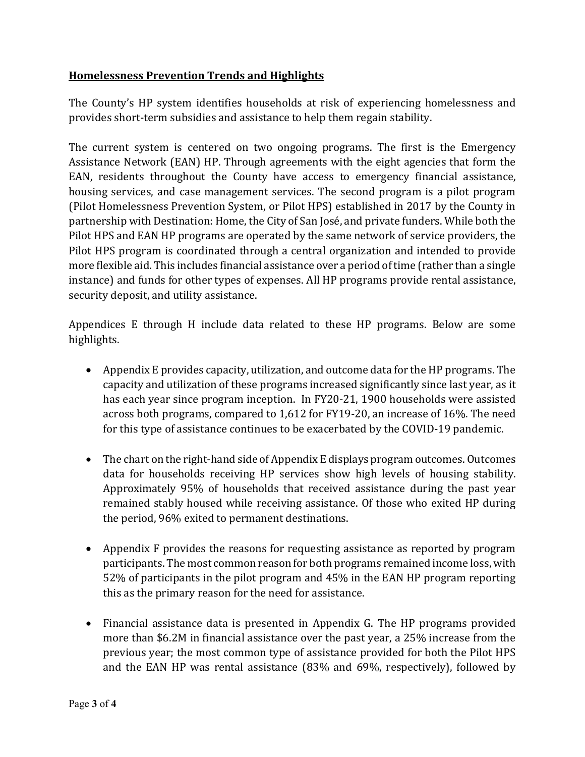**Homelessness Prevention Trends and Highlights**

The County's HP system identifies households at risk of experiencing homelessness and provides short-term subsidies and assistance to help them regain stability.

The current system is centered on two ongoing programs. The first is the Emergency Assistance Network (EAN) HP. Through agreements with the eight agencies that form the EAN, residents throughout the County have access to emergency financial assistance, housing services, and case management services. The second program is a pilot program (Pilot Homelessness Prevention System, or Pilot HPS) established in 2017 by the County in partnership with Destination: Home, the City of San José, and private funders. While both the Pilot HPS and EAN HP programs are operated by the same network of service providers, the Pilot HPS program is coordinated through a central organization and intended to provide more flexible aid. This includes financial assistance over a period of time (rather than a single instance) and funds for other types of expenses. All HP programs provide rental assistance, security deposit, and utility assistance.

Appendices E through H include data related to these HP programs. Below are some highlights.

- Appendix E provides capacity, utilization, and outcome data for the HP programs. The capacity and utilization of these programs increased significantly since last year, as it has each year since program inception. In FY20-21, 1900 households were assisted across both programs, compared to 1,612 for FY19-20, an increase of 16%. The need for this type of assistance continues to be exacerbated by the COVID-19 pandemic.
- The chart on the right-hand side of Appendix E displays program outcomes. Outcomes data for households receiving HP services show high levels of housing stability. Approximately 95% of households that received assistance during the past year remained stably housed while receiving assistance. Of those who exited HP during the period, 96% exited to permanent destinations.
- Appendix F provides the reasons for requesting assistance as reported by program participants. The most common reason for both programs remained income loss, with 52% of participants in the pilot program and 45% in the EAN HP program reporting this as the primary reason for the need for assistance.
- Financial assistance data is presented in Appendix G. The HP programs provided more than $6.2M in financial assistance over the past year, a 25% increase from the previous year; the most common type of assistance provided for both the Pilot HPS and the EAN HP was rental assistance (83% and 69%, respectively), followed by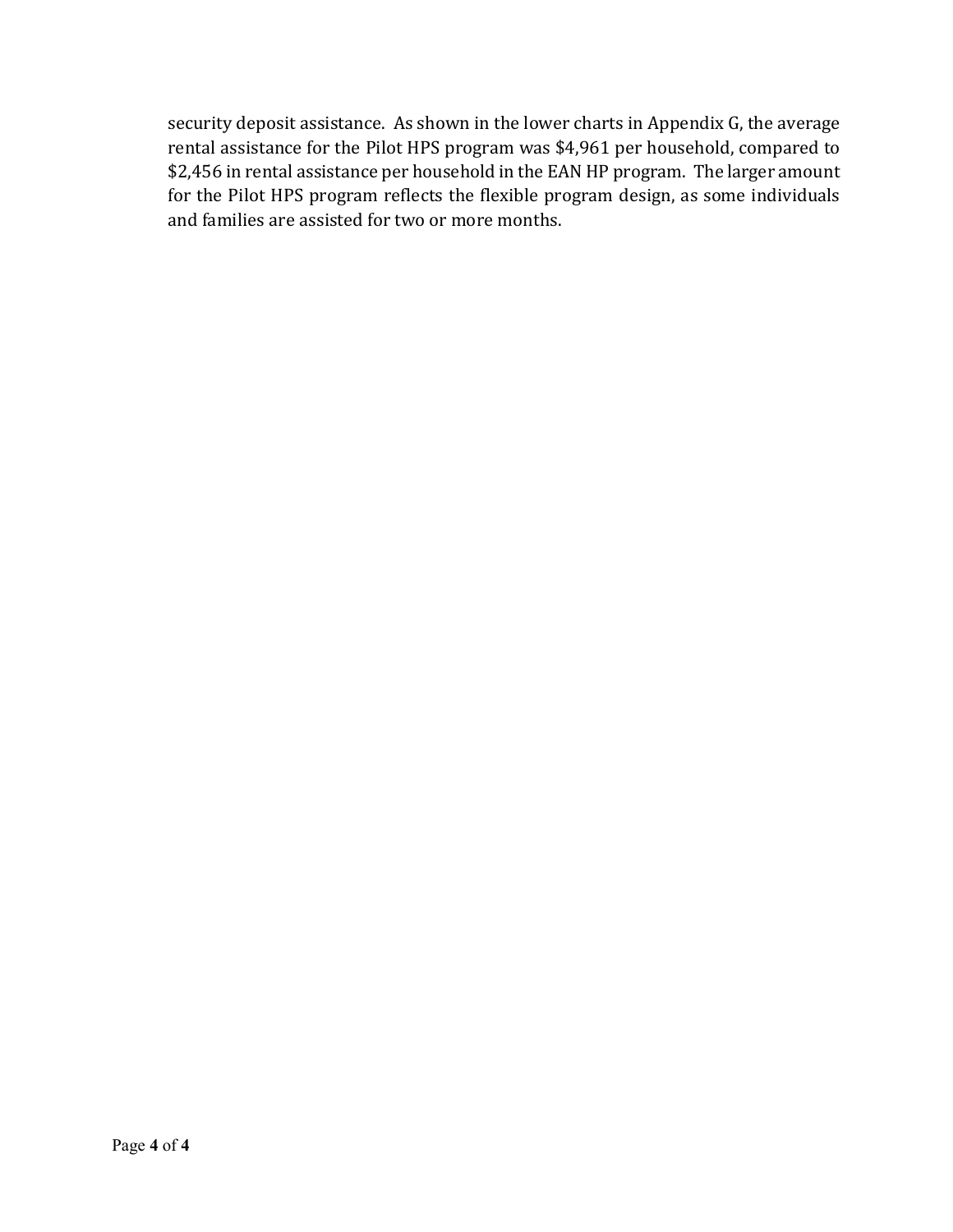security deposit assistance. As shown in the lower charts in Appendix G, the average rental assistance for the Pilot HPS program was $4,961 per household, compared to $2,456 in rental assistance per household in the EAN HP program. The larger amount for the Pilot HPS program reflects the flexible program design, as some individuals and families are assisted for two or more months.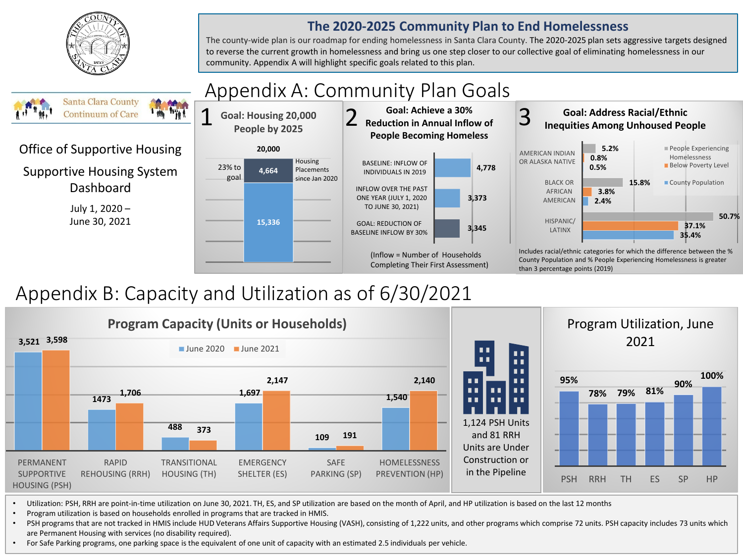Office of Supportive Housing

Supportive Housing System Dashboard

July 1, 2020 – June 30, 2021

## The 2020-2025 Community Plan to End Homelessness

The county-wide plan is our roadmap for ending homelessness in Santa Clara County. The 2020-2025 plan sets aggressive targets designed to reverse the current growth in homelessness and bring us one step closer to our collective goal of eliminating homelessness in our community. Appendix A will highlight specific goals related to this plan.

# Appendix A: Community Plan Goals

### 1 Goal: Housing 20,000 People by 2025

| | People |
|---|---|
| Goal | 20,000 |
| Housing Placements since Jan 2020 | 4,664 |
| Remaining to goal | 15,336 |

23% to goal

### 2 Goal: Achieve a 30% Reduction in Annual Inflow of People Becoming Homeless

| | Inflow |
|---|---|
| BASELINE: INFLOW OF INDIVIDUALS IN 2019 | 4,778 |
| INFLOW OVER THE PAST ONE YEAR (JULY 1, 2020 TO JUNE 30, 2021) | 3,373 |
| GOAL: REDUCTION OF BASELINE INFLOW BY 30% | 3,345 |

(Inflow = Number of Households Completing Their First Assessment)

### 3 Goal: Address Racial/Ethnic Inequities Among Unhoused People

| | People Experiencing Homelessness | Below Poverty Level | County Population |
|---|---|---|---|
| AMERICAN INDIAN OR ALASKA NATIVE | 5.2% | 0.8% | 0.5% |
| BLACK OR AFRICAN AMERICAN | 15.8% | 3.8% | 2.4% |
| HISPANIC/ LATINX | 50.7% | 37.1% | 35.4% |

Includes racial/ethnic categories for which the difference between the % County Population and % People Experiencing Homelessness is greater than 3 percentage points (2019)

# Appendix B: Capacity and Utilization as of 6/30/2021

### Program Capacity (Units or Households)

| Program | June 2020 | June 2021 |
|---|---|---|
| PERMANENT SUPPORTIVE HOUSING (PSH) | 3,521 | 3,598 |
| RAPID REHOUSING (RRH) | 1473 | 1,706 |
| TRANSITIONAL HOUSING (TH) | 488 | 373 |
| EMERGENCY SHELTER (ES) | 1,697 | 2,147 |
| SAFE PARKING (SP) | 109 | 191 |
| HOMELESSNESS PREVENTION (HP) | 1,540 | 2,140 |

1,124 PSH Units and 81 RRH Units are Under Construction or in the Pipeline

### Program Utilization, June 2021

| PSH | RRH | TH | ES | SP | HP |
|---|---|---|---|---|---|
| 95% | 78% | 79% | 81% | 90% | 100% |

- Utilization: PSH, RRH are point-in-time utilization on June 30, 2021. TH, ES, and SP utilization are based on the month of April, and HP utilization is based on the last 12 months
- Program utilization is based on households enrolled in programs that are tracked in HMIS.
- PSH programs that are not tracked in HMIS include HUD Veterans Affairs Supportive Housing (VASH), consisting of 1,222 units, and other programs which comprise 72 units. PSH capacity includes 73 units which are Permanent Housing with services (no disability required).
- For Safe Parking programs, one parking space is the equivalent of one unit of capacity with an estimated 2.5 individuals per vehicle.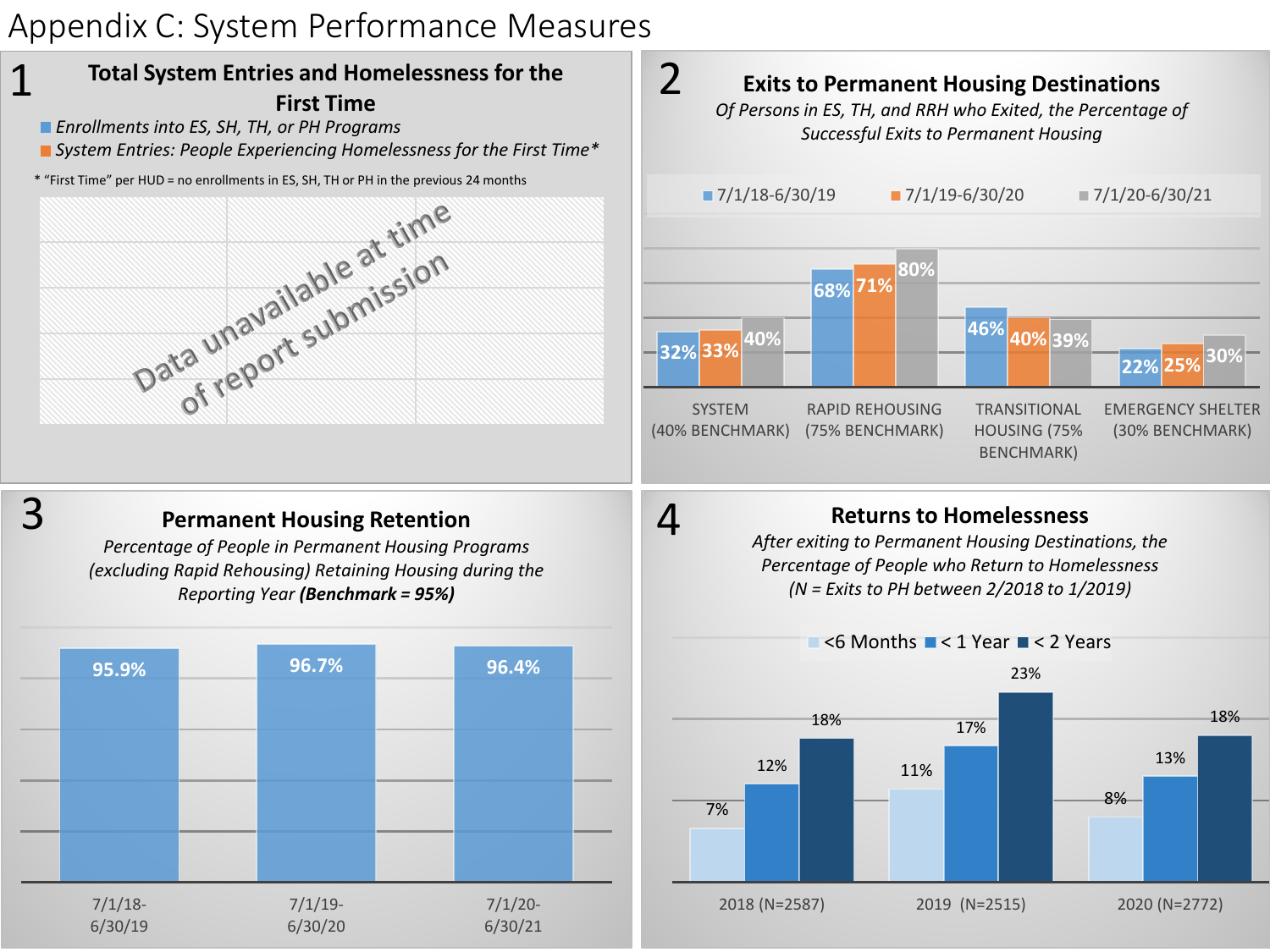# Appendix C: System Performance Measures

## 1 Total System Entries and Homelessness for the First Time

- Enrollments into ES, SH, TH, or PH Programs
- System Entries: People Experiencing Homelessness for the First Time*

\* "First Time" per HUD = no enrollments in ES, SH, TH or PH in the previous 24 months

Data unavailable at time of report submission

## 2 Exits to Permanent Housing Destinations

*Of Persons in ES, TH, and RRH who Exited, the Percentage of Successful Exits to Permanent Housing*

| | 7/1/18-6/30/19 | 7/1/19-6/30/20 | 7/1/20-6/30/21 |
|---|---|---|---|
| SYSTEM (40% BENCHMARK) | 32% | 33% | 40% |
| RAPID REHOUSING (75% BENCHMARK) | 68% | 71% | 80% |
| TRANSITIONAL HOUSING (75% BENCHMARK) | 46% | 40% | 39% |
| EMERGENCY SHELTER (30% BENCHMARK) | 22% | 25% | 30% |

## 3 Permanent Housing Retention

*Percentage of People in Permanent Housing Programs (excluding Rapid Rehousing) Retaining Housing during the Reporting Year* ***(Benchmark = 95%)***

| 7/1/18-6/30/19 | 7/1/19-6/30/20 | 7/1/20-6/30/21 |
|---|---|---|
| 95.9% | 96.7% | 96.4% |

## 4 Returns to Homelessness

*After exiting to Permanent Housing Destinations, the Percentage of People who Return to Homelessness (N = Exits to PH between 2/2018 to 1/2019)*

| | <6 Months | < 1 Year | < 2 Years |
|---|---|---|---|
| 2018 (N=2587) | 7% | 12% | 18% |
| 2019 (N=2515) | 11% | 17% | 23% |
| 2020 (N=2772) | 8% | 13% | 18% |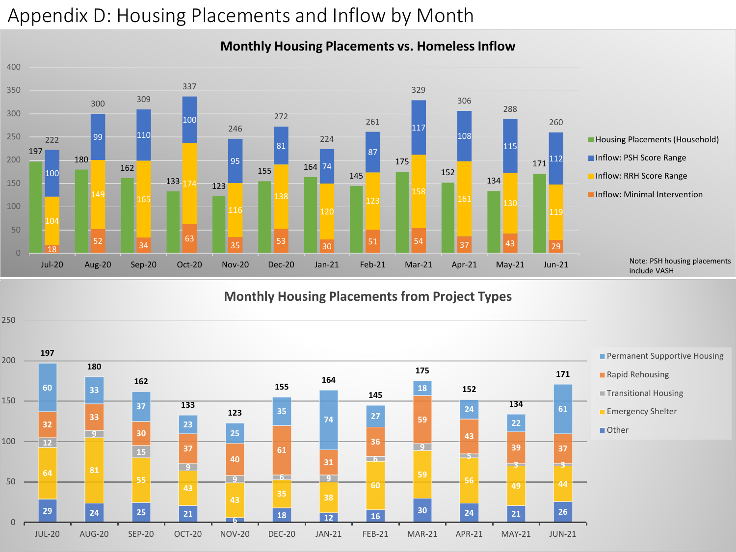# Appendix D: Housing Placements and Inflow by Month

## Monthly Housing Placements vs. Homeless Inflow

| Month | Housing Placements (Household) | Inflow: PSH Score Range | Inflow: RRH Score Range | Inflow: Minimal Intervention | Total Inflow |
|---|---|---|---|---|---|
| Jul-20 | 197 | 100 | 104 | 18 | 222 |
| Aug-20 | 180 | 99 | 149 | 52 | 300 |
| Sep-20 | 162 | 110 | 165 | 34 | 309 |
| Oct-20 | 133 | 100 | 174 | 63 | 337 |
| Nov-20 | 123 | 95 | 116 | 35 | 246 |
| Dec-20 | 155 | 81 | 138 | 53 | 272 |
| Jan-21 | 164 | 74 | 120 | 30 | 224 |
| Feb-21 | 145 | 87 | 123 | 51 | 261 |
| Mar-21 | 175 | 117 | 158 | 54 | 329 |
| Apr-21 | 152 | 108 | 161 | 37 | 306 |
| May-21 | 134 | 115 | 130 | 43 | 288 |
| Jun-21 | 171 | 112 | 119 | 29 | 260 |

Note: PSH housing placements include VASH

## Monthly Housing Placements from Project Types

| Month | Permanent Supportive Housing | Rapid Rehousing | Transitional Housing | Emergency Shelter | Other | Total |
|---|---|---|---|---|---|---|
| JUL-20 | 60 | 32 | 12 | 64 | 29 | 197 |
| AUG-20 | 33 | 33 | 9 | 81 | 24 | 180 |
| SEP-20 | 37 | 30 | 15 | 55 | 25 | 162 |
| OCT-20 | 23 | 37 | 9 | 43 | 21 | 133 |
| NOV-20 | 25 | 40 | 9 | 43 | 6 | 123 |
| DEC-20 | 35 | 61 | 6 | 35 | 18 | 155 |
| JAN-21 | 74 | 31 | 9 | 38 | 12 | 164 |
| FEB-21 | 27 | 36 | 6 | 60 | 16 | 145 |
| MAR-21 | 18 | 59 | 9 | 59 | 30 | 175 |
| APR-21 | 24 | 43 | 5 | 56 | 24 | 152 |
| MAY-21 | 22 | 39 | 3 | 49 | 21 | 134 |
| JUN-21 | 61 | 37 | 3 | 44 | 26 | 171 |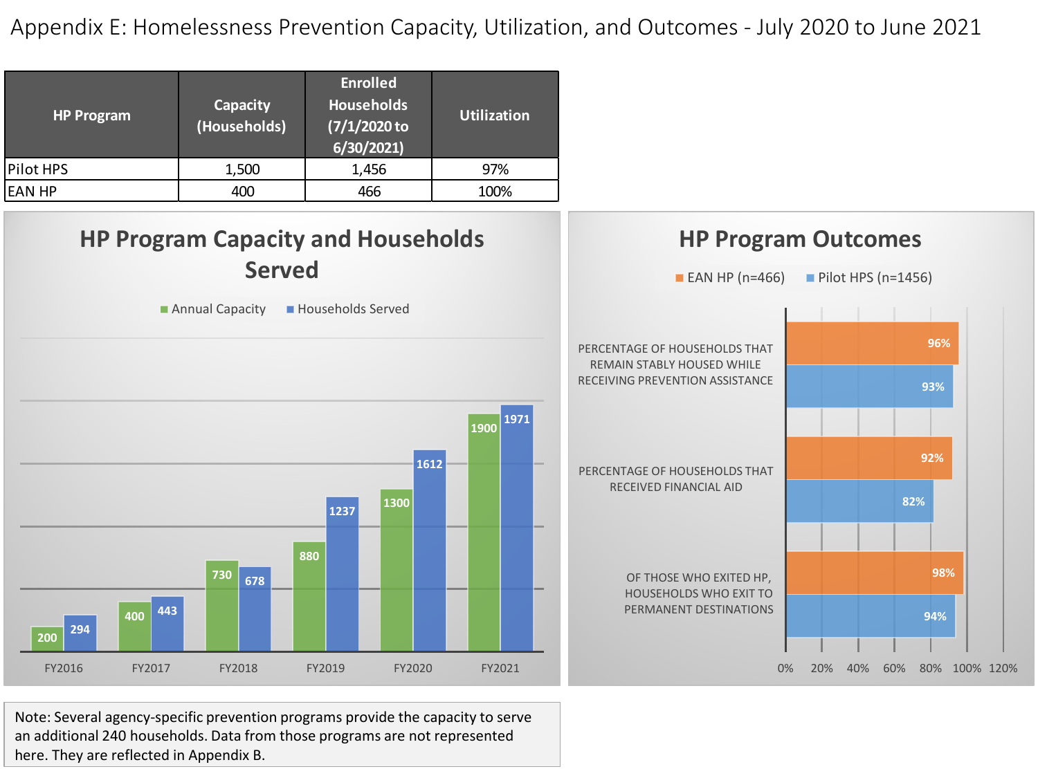# Appendix E: Homelessness Prevention Capacity, Utilization, and Outcomes - July 2020 to June 2021

| HP Program | Capacity (Households) | Enrolled Households (7/1/2020 to 6/30/2021) | Utilization |
|---|---|---|---|
| Pilot HPS | 1,500 | 1,456 | 97% |
| EAN HP | 400 | 466 | 100% |

## HP Program Capacity and Households Served

| | Annual Capacity | Households Served |
|---|---|---|
| FY2016 | 200 | 294 |
| FY2017 | 400 | 443 |
| FY2018 | 730 | 678 |
| FY2019 | 880 | 1237 |
| FY2020 | 1300 | 1612 |
| FY2021 | 1900 | 1971 |

## HP Program Outcomes

| | EAN HP (n=466) | Pilot HPS (n=1456) |
|---|---|---|
| PERCENTAGE OF HOUSEHOLDS THAT REMAIN STABLY HOUSED WHILE RECEIVING PREVENTION ASSISTANCE | 96% | 93% |
| PERCENTAGE OF HOUSEHOLDS THAT RECEIVED FINANCIAL AID | 92% | 82% |
| OF THOSE WHO EXITED HP, HOUSEHOLDS WHO EXIT TO PERMANENT DESTINATIONS | 98% | 94% |

Note: Several agency-specific prevention programs provide the capacity to serve an additional 240 households. Data from those programs are not represented here. They are reflected in Appendix B.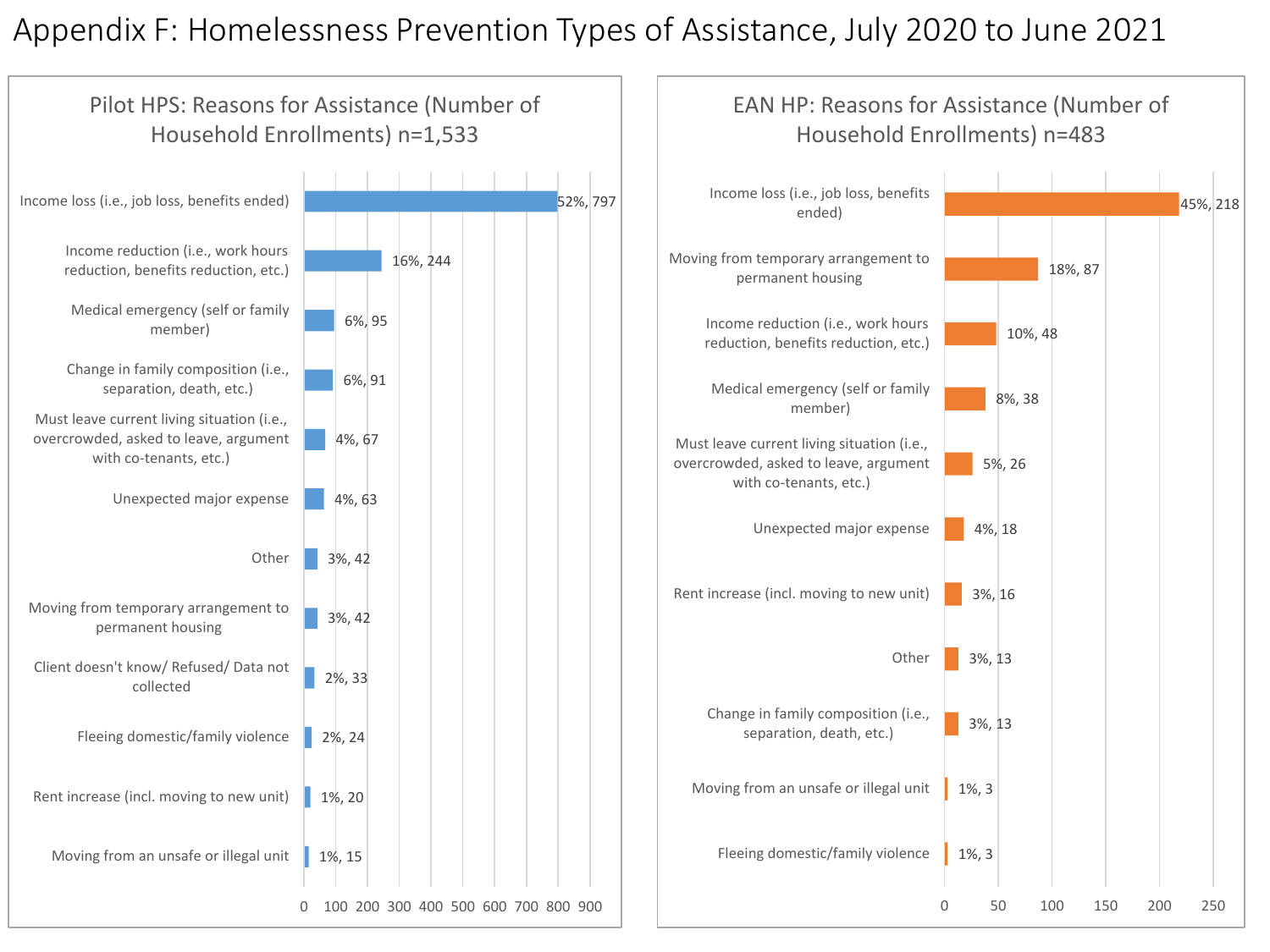# Appendix F: Homelessness Prevention Types of Assistance, July 2020 to June 2021

## Pilot HPS: Reasons for Assistance (Number of Household Enrollments) n=1,533

| Reason | Percent | Number |
| --- | --- | --- |
| Income loss (i.e., job loss, benefits ended) | 52% | 797 |
| Income reduction (i.e., work hours reduction, benefits reduction, etc.) | 16% | 244 |
| Medical emergency (self or family member) | 6% | 95 |
| Change in family composition (i.e., separation, death, etc.) | 6% | 91 |
| Must leave current living situation (i.e., overcrowded, asked to leave, argument with co-tenants, etc.) | 4% | 67 |
| Unexpected major expense | 4% | 63 |
| Other | 3% | 42 |
| Moving from temporary arrangement to permanent housing | 3% | 42 |
| Client doesn't know/ Refused/ Data not collected | 2% | 33 |
| Fleeing domestic/family violence | 2% | 24 |
| Rent increase (incl. moving to new unit) | 1% | 20 |
| Moving from an unsafe or illegal unit | 1% | 15 |

## EAN HP: Reasons for Assistance (Number of Household Enrollments) n=483

| Reason | Percent | Number |
| --- | --- | --- |
| Income loss (i.e., job loss, benefits ended) | 45% | 218 |
| Moving from temporary arrangement to permanent housing | 18% | 87 |
| Income reduction (i.e., work hours reduction, benefits reduction, etc.) | 10% | 48 |
| Medical emergency (self or family member) | 8% | 38 |
| Must leave current living situation (i.e., overcrowded, asked to leave, argument with co-tenants, etc.) | 5% | 26 |
| Unexpected major expense | 4% | 18 |
| Rent increase (incl. moving to new unit) | 3% | 16 |
| Other | 3% | 13 |
| Change in family composition (i.e., separation, death, etc.) | 3% | 13 |
| Moving from an unsafe or illegal unit | 1% | 3 |
| Fleeing domestic/family violence | 1% | 3 |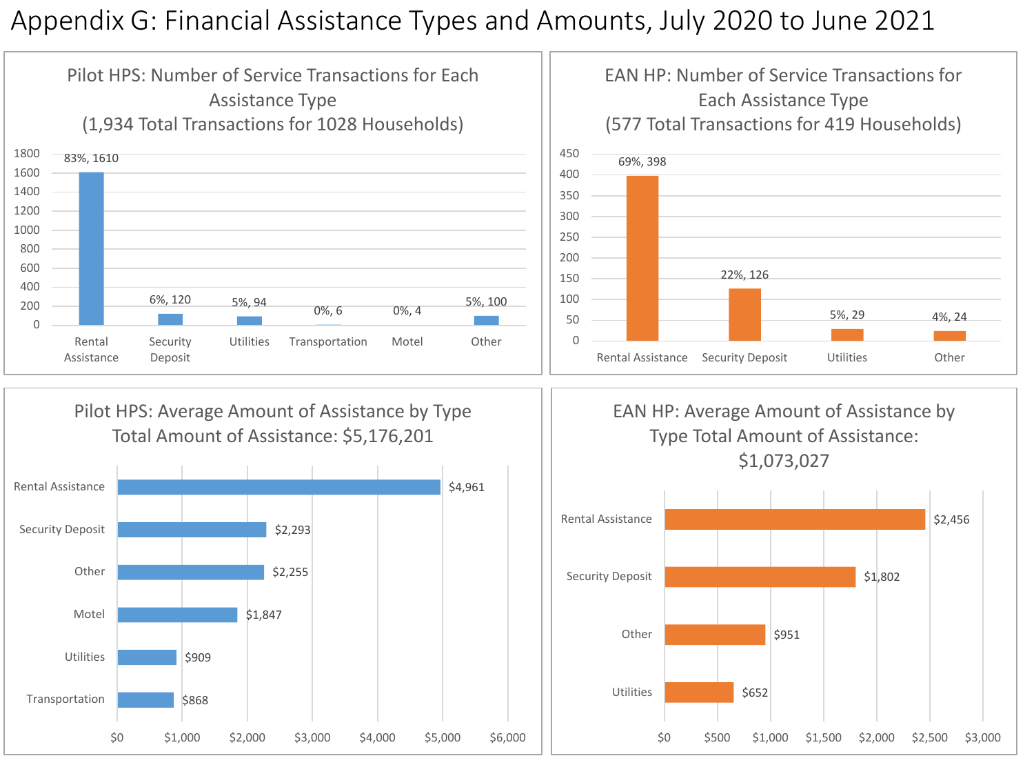# Appendix G: Financial Assistance Types and Amounts, July 2020 to June 2021

### Pilot HPS: Number of Service Transactions for Each Assistance Type (1,934 Total Transactions for 1028 Households)

| Assistance Type | Percent | Transactions |
|---|---|---|
| Rental Assistance | 83% | 1610 |
| Security Deposit | 6% | 120 |
| Utilities | 5% | 94 |
| Transportation | 0% | 6 |
| Motel | 0% | 4 |
| Other | 5% | 100 |

### EAN HP: Number of Service Transactions for Each Assistance Type (577 Total Transactions for 419 Households)

| Assistance Type | Percent | Transactions |
|---|---|---|
| Rental Assistance | 69% | 398 |
| Security Deposit | 22% | 126 |
| Utilities | 5% | 29 |
| Other | 4% | 24 |

### Pilot HPS: Average Amount of Assistance by Type Total Amount of Assistance: $5,176,201

| Assistance Type | Average Amount |
|---|---|
| Rental Assistance | $4,961 |
| Security Deposit | $2,293 |
| Other | $2,255 |
| Motel | $1,847 |
| Utilities | $909 |
| Transportation | $868 |

### EAN HP: Average Amount of Assistance by Type Total Amount of Assistance: $1,073,027

| Assistance Type | Average Amount |
|---|---|
| Rental Assistance | $2,456 |
| Security Deposit | $1,802 |
| Other | $951 |
| Utilities | $652 |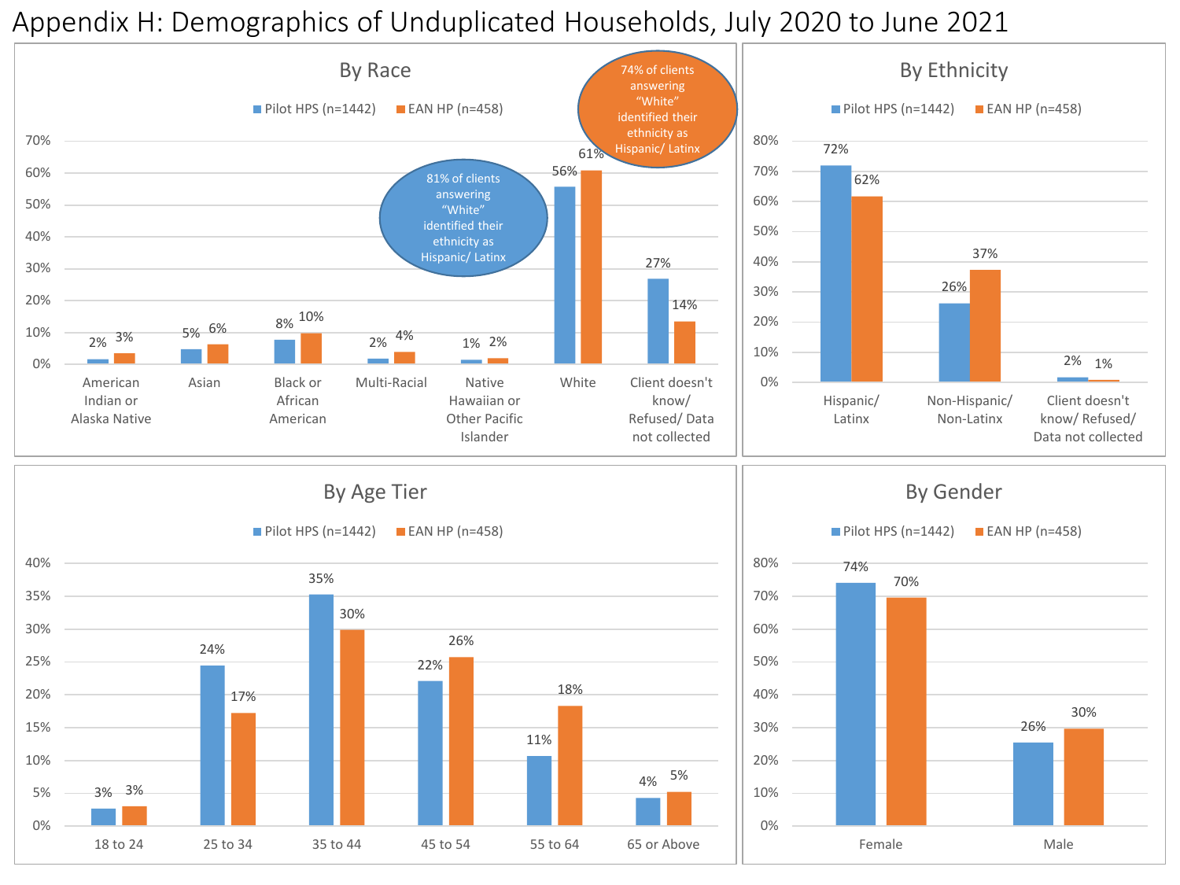# Appendix H: Demographics of Unduplicated Households, July 2020 to June 2021

## By Race

Pilot HPS (n=1442) EAN HP (n=458)

70%
60%
50%
40%
30%
20%
10%
0%

American Indian or Alaska Native: 2% 3%
Asian: 5% 6%
Black or African American: 8% 10%
Multi-Racial: 2% 4%
Native Hawaiian or Other Pacific Islander: 1% 2%
White: 56% 61%
Client doesn't know/ Refused/ Data not collected: 27% 14%

81% of clients answering "White" identified their ethnicity as Hispanic/ Latinx

74% of clients answering "White" identified their ethnicity as Hispanic/ Latinx

## By Ethnicity

Pilot HPS (n=1442) EAN HP (n=458)

80%
70%
60%
50%
40%
30%
20%
10%
0%

Hispanic/ Latinx: 72% 62%
Non-Hispanic/ Non-Latinx: 26% 37%
Client doesn't know/ Refused/ Data not collected: 2% 1%

## By Age Tier

Pilot HPS (n=1442) EAN HP (n=458)

40%
35%
30%
25%
20%
15%
10%
5%
0%

18 to 24: 3% 3%
25 to 34: 24% 17%
35 to 44: 35% 30%
45 to 54: 22% 26%
55 to 64: 11% 18%
65 or Above: 4% 5%

## By Gender

Pilot HPS (n=1442) EAN HP (n=458)

80%
70%
60%
50%
40%
30%
20%
10%
0%

Female: 74% 70%
Male: 26% 30%